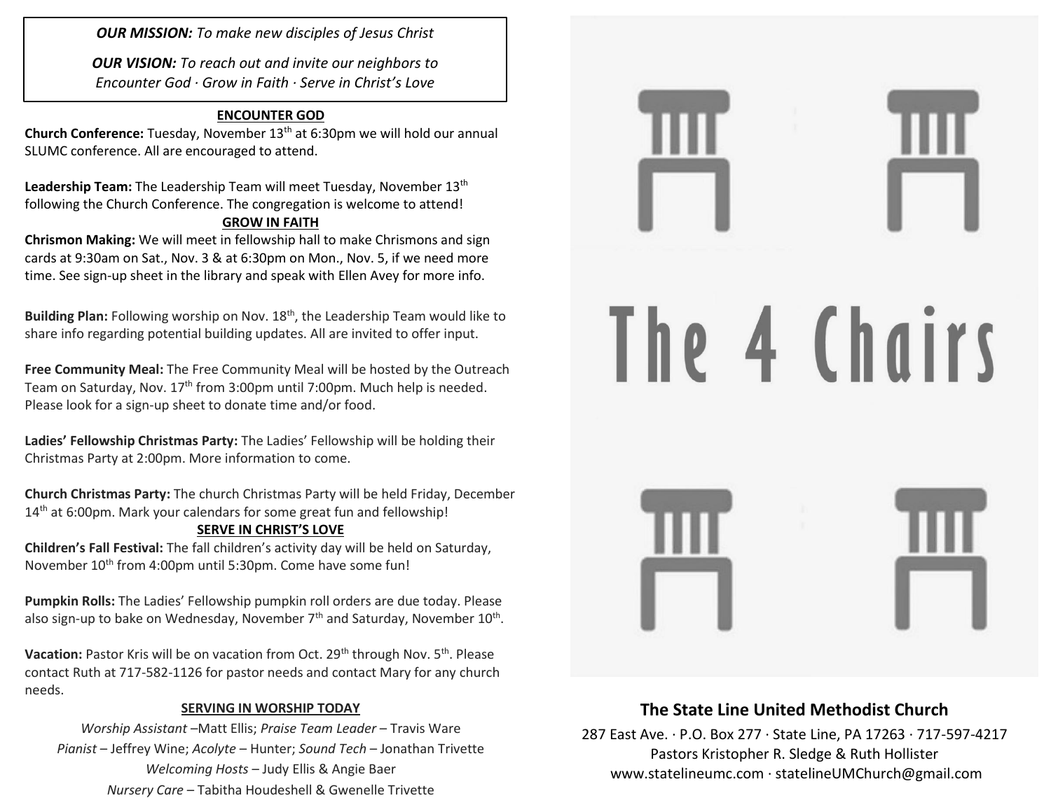*OUR MISSION:* *To make new disciples of Jesus Christ*

*OUR VISION:* *To reach out and invite our neighbors to Encounter God · Grow in Faith · Serve in Christ's Love*

## ENCOUNTER GOD

**Church Conference:** Tuesday, November 13th at 6:30pm we will hold our annual SLUMC conference. All are encouraged to attend.

**Leadership Team:** The Leadership Team will meet Tuesday, November 13th following the Church Conference. The congregation is welcome to attend!

## GROW IN FAITH

**Chrismon Making:** We will meet in fellowship hall to make Chrismons and sign cards at 9:30am on Sat., Nov. 3 & at 6:30pm on Mon., Nov. 5, if we need more time. See sign-up sheet in the library and speak with Ellen Avey for more info.

**Building Plan:** Following worship on Nov. 18th, the Leadership Team would like to share info regarding potential building updates. All are invited to offer input.

**Free Community Meal:** The Free Community Meal will be hosted by the Outreach Team on Saturday, Nov. 17th from 3:00pm until 7:00pm. Much help is needed. Please look for a sign-up sheet to donate time and/or food.

**Ladies' Fellowship Christmas Party:** The Ladies' Fellowship will be holding their Christmas Party at 2:00pm. More information to come.

**Church Christmas Party:** The church Christmas Party will be held Friday, December 14th at 6:00pm. Mark your calendars for some great fun and fellowship!

## SERVE IN CHRIST'S LOVE

**Children's Fall Festival:** The fall children's activity day will be held on Saturday, November 10th from 4:00pm until 5:30pm. Come have some fun!

**Pumpkin Rolls:** The Ladies' Fellowship pumpkin roll orders are due today. Please also sign-up to bake on Wednesday, November 7th and Saturday, November 10th.

**Vacation:** Pastor Kris will be on vacation from Oct. 29th through Nov. 5th. Please contact Ruth at 717-582-1126 for pastor needs and contact Mary for any church needs.

## SERVING IN WORSHIP TODAY

*Worship Assistant* –Matt Ellis; *Praise Team Leader* – Travis Ware
*Pianist* – Jeffrey Wine; *Acolyte* – Hunter; *Sound Tech* – Jonathan Trivette
*Welcoming Hosts* – Judy Ellis & Angie Baer
*Nursery Care* – Tabitha Houdeshell & Gwenelle Trivette

# The 4 Chairs

## The State Line United Methodist Church

287 East Ave. · P.O. Box 277 · State Line, PA 17263 · 717-597-4217
Pastors Kristopher R. Sledge & Ruth Hollister
www.statelineumc.com · statelineUMChurch@gmail.com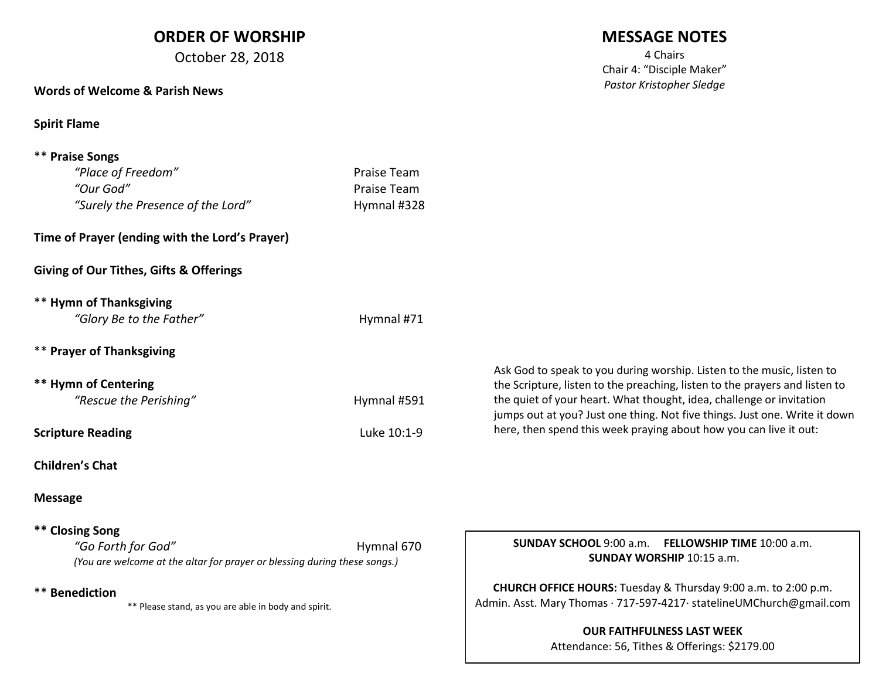# ORDER OF WORSHIP

October 28, 2018

**Words of Welcome & Parish News**

**Spirit Flame**

** **Praise Songs**

| | |
|---|---|
| *"Place of Freedom"* | Praise Team |
| *"Our God"* | Praise Team |
| *"Surely the Presence of the Lord"* | Hymnal #328 |

**Time of Prayer (ending with the Lord's Prayer)**

**Giving of Our Tithes, Gifts & Offerings**

** **Hymn of Thanksgiving**

*"Glory Be to the Father"* — Hymnal #71

** **Prayer of Thanksgiving**

**** Hymn of Centering**

*"Rescue the Perishing"* — Hymnal #591

**Scripture Reading** — Luke 10:1-9

**Children's Chat**

**Message**

**** Closing Song**

*"Go Forth for God"* — Hymnal 670

*(You are welcome at the altar for prayer or blessing during these songs.)*

** **Benediction**

** Please stand, as you are able in body and spirit.

# MESSAGE NOTES

4 Chairs
Chair 4: "Disciple Maker"
*Pastor Kristopher Sledge*

Ask God to speak to you during worship. Listen to the music, listen to the Scripture, listen to the preaching, listen to the prayers and listen to the quiet of your heart. What thought, idea, challenge or invitation jumps out at you? Just one thing. Not five things. Just one. Write it down here, then spend this week praying about how you can live it out:

**SUNDAY SCHOOL** 9:00 a.m. **FELLOWSHIP TIME** 10:00 a.m.
**SUNDAY WORSHIP** 10:15 a.m.

**CHURCH OFFICE HOURS:** Tuesday & Thursday 9:00 a.m. to 2:00 p.m.
Admin. Asst. Mary Thomas · 717-597-4217· statelineUMChurch@gmail.com

**OUR FAITHFULNESS LAST WEEK**
Attendance: 56, Tithes & Offerings: $2179.00